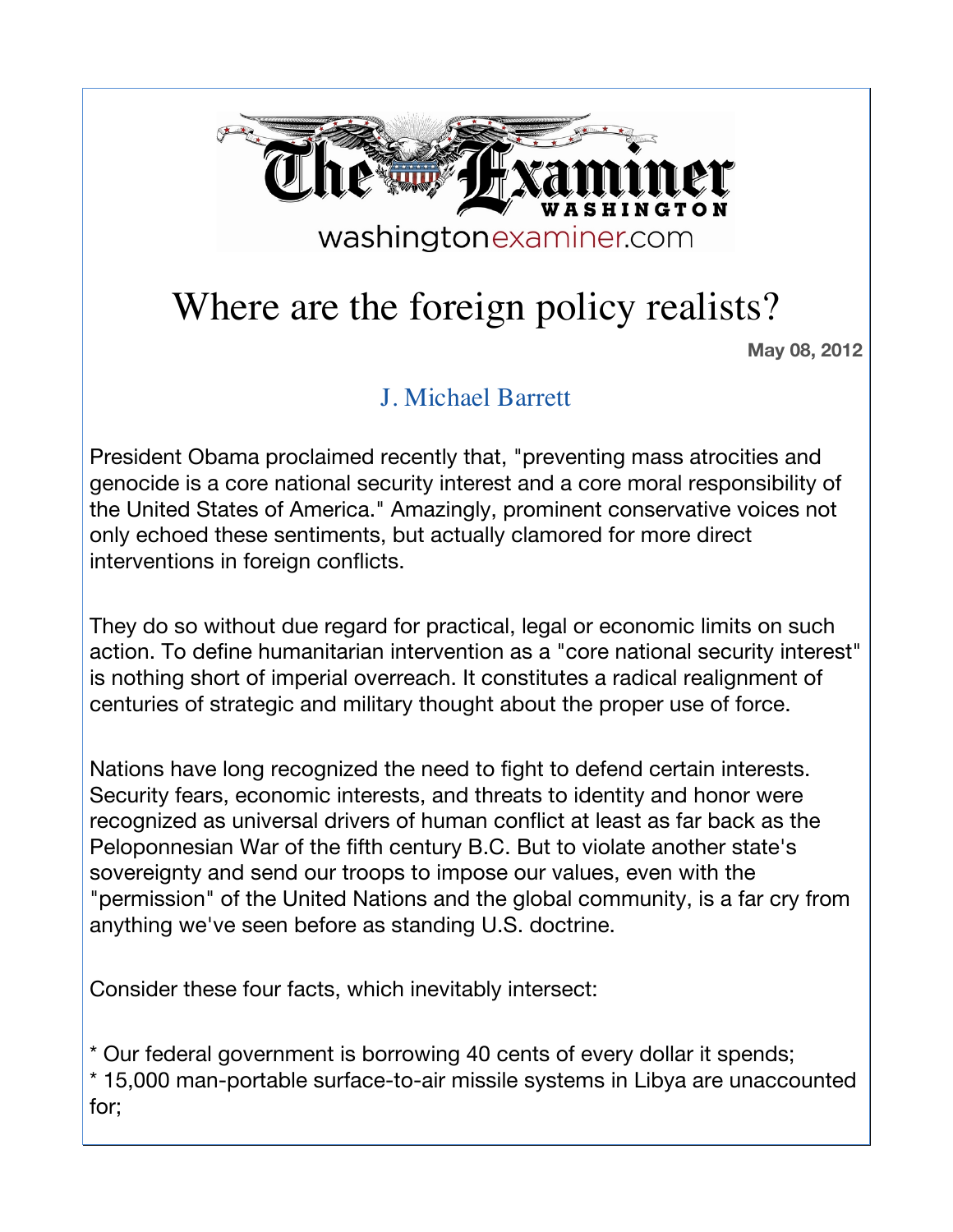The Examiner WASHINGTON

washingtonexaminer.com

# Where are the foreign policy realists?

**May 08, 2012**

J. Michael Barrett

President Obama proclaimed recently that, "preventing mass atrocities and genocide is a core national security interest and a core moral responsibility of the United States of America." Amazingly, prominent conservative voices not only echoed these sentiments, but actually clamored for more direct interventions in foreign conflicts.

They do so without due regard for practical, legal or economic limits on such action. To define humanitarian intervention as a "core national security interest" is nothing short of imperial overreach. It constitutes a radical realignment of centuries of strategic and military thought about the proper use of force.

Nations have long recognized the need to fight to defend certain interests. Security fears, economic interests, and threats to identity and honor were recognized as universal drivers of human conflict at least as far back as the Peloponnesian War of the fifth century B.C. But to violate another state's sovereignty and send our troops to impose our values, even with the "permission" of the United Nations and the global community, is a far cry from anything we've seen before as standing U.S. doctrine.

Consider these four facts, which inevitably intersect:

* Our federal government is borrowing 40 cents of every dollar it spends;
* 15,000 man-portable surface-to-air missile systems in Libya are unaccounted for;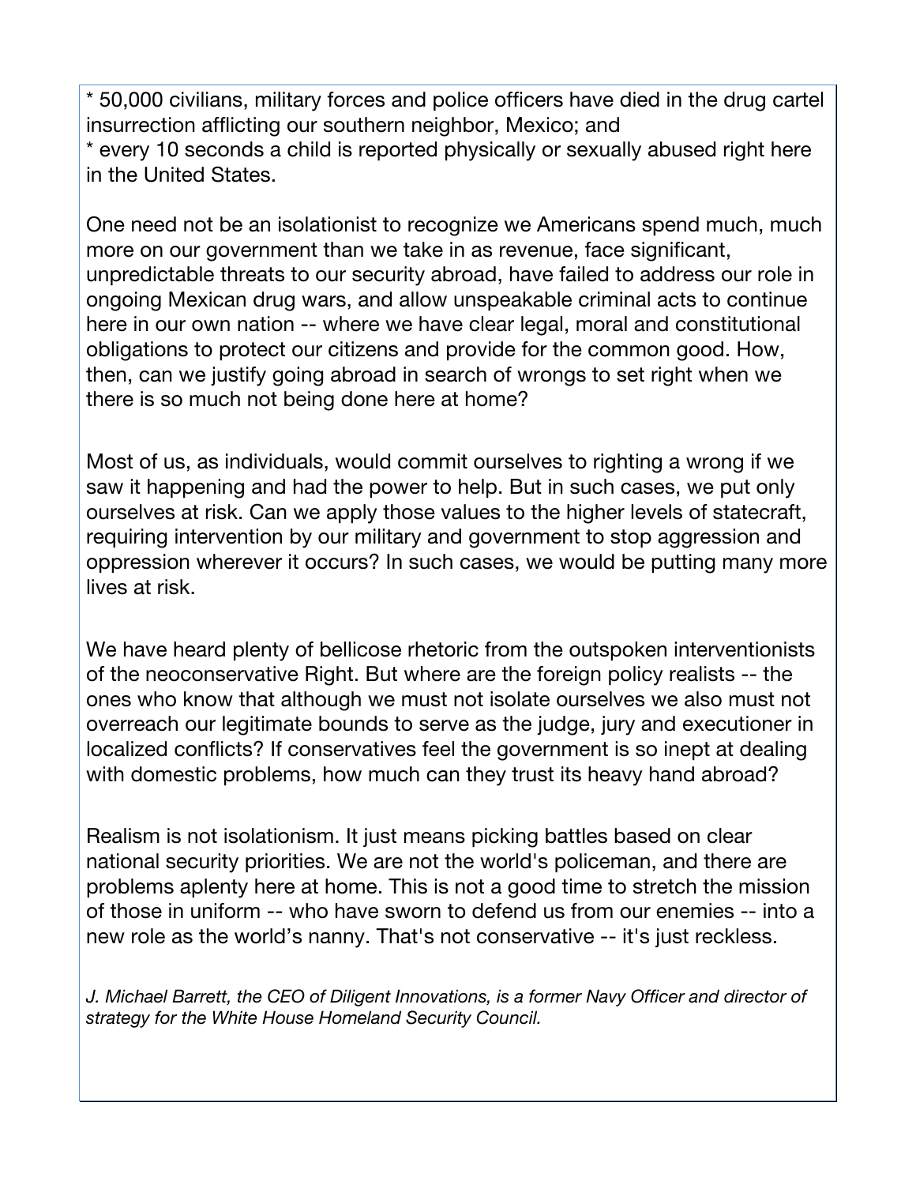* 50,000 civilians, military forces and police officers have died in the drug cartel insurrection afflicting our southern neighbor, Mexico; and
* every 10 seconds a child is reported physically or sexually abused right here in the United States.

One need not be an isolationist to recognize we Americans spend much, much more on our government than we take in as revenue, face significant, unpredictable threats to our security abroad, have failed to address our role in ongoing Mexican drug wars, and allow unspeakable criminal acts to continue here in our own nation -- where we have clear legal, moral and constitutional obligations to protect our citizens and provide for the common good. How, then, can we justify going abroad in search of wrongs to set right when we there is so much not being done here at home?

Most of us, as individuals, would commit ourselves to righting a wrong if we saw it happening and had the power to help. But in such cases, we put only ourselves at risk. Can we apply those values to the higher levels of statecraft, requiring intervention by our military and government to stop aggression and oppression wherever it occurs? In such cases, we would be putting many more lives at risk.

We have heard plenty of bellicose rhetoric from the outspoken interventionists of the neoconservative Right. But where are the foreign policy realists -- the ones who know that although we must not isolate ourselves we also must not overreach our legitimate bounds to serve as the judge, jury and executioner in localized conflicts? If conservatives feel the government is so inept at dealing with domestic problems, how much can they trust its heavy hand abroad?

Realism is not isolationism. It just means picking battles based on clear national security priorities. We are not the world's policeman, and there are problems aplenty here at home. This is not a good time to stretch the mission of those in uniform -- who have sworn to defend us from our enemies -- into a new role as the world's nanny. That's not conservative -- it's just reckless.

*J. Michael Barrett, the CEO of Diligent Innovations, is a former Navy Officer and director of strategy for the White House Homeland Security Council.*